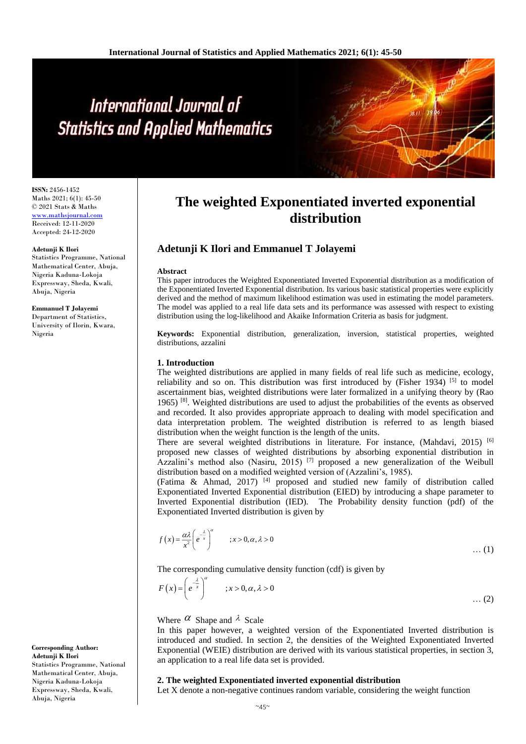**ISSN:** 2456-1452
Maths 2021; 6(1): 45-50
© 2021 Stats & Maths
www.mathsjournal.com
Received: 12-11-2020
Accepted: 24-12-2020

**Adetunji K Ilori**
Statistics Programme, National Mathematical Center, Abuja, Nigeria Kaduna-Lokoja Expressway, Sheda, Kwali, Abuja, Nigeria

**Emmanuel T Jolayemi**
Department of Statistics, University of Ilorin, Kwara, Nigeria

**Corresponding Author:**
**Adetunji K Ilori**
Statistics Programme, National Mathematical Center, Abuja, Nigeria Kaduna-Lokoja Expressway, Sheda, Kwali, Abuja, Nigeria

# The weighted Exponentiated inverted exponential distribution

## Adetunji K Ilori and Emmanuel T Jolayemi

### Abstract

This paper introduces the Weighted Exponentiated Inverted Exponential distribution as a modification of the Exponentiated Inverted Exponential distribution. Its various basic statistical properties were explicitly derived and the method of maximum likelihood estimation was used in estimating the model parameters. The model was applied to a real life data sets and its performance was assessed with respect to existing distribution using the log-likelihood and Akaike Information Criteria as basis for judgment.

**Keywords:** Exponential distribution, generalization, inversion, statistical properties, weighted distributions, azzalini

## 1. Introduction

The weighted distributions are applied in many fields of real life such as medicine, ecology, reliability and so on. This distribution was first introduced by (Fisher 1934) [5] to model ascertainment bias, weighted distributions were later formalized in a unifying theory by (Rao 1965) [8]. Weighted distributions are used to adjust the probabilities of the events as observed and recorded. It also provides appropriate approach to dealing with model specification and data interpretation problem. The weighted distribution is referred to as length biased distribution when the weight function is the length of the units.

There are several weighted distributions in literature. For instance, (Mahdavi, 2015) [6] proposed new classes of weighted distributions by absorbing exponential distribution in Azzalini's method also (Nasiru, 2015) [7] proposed a new generalization of the Weibull distribution based on a modified weighted version of (Azzalini's, 1985).

(Fatima & Ahmad, 2017) [4] proposed and studied new family of distribution called Exponentiated Inverted Exponential distribution (EIED) by introducing a shape parameter to Inverted Exponential distribution (IED). The Probability density function (pdf) of the Exponentiated Inverted distribution is given by

$$f(x) = \frac{\alpha\lambda}{x^2}\left(e^{-\frac{\lambda}{x}}\right)^{\alpha} \qquad ; x > 0, \alpha, \lambda > 0 \qquad \dots (1)$$

The corresponding cumulative density function (cdf) is given by

$$F(x) = \left(e^{-\frac{\lambda}{x}}\right)^{\alpha} \qquad ; x > 0, \alpha, \lambda > 0 \qquad \dots (2)$$

Where $\alpha$ Shape and $\lambda$ Scale

In this paper however, a weighted version of the Exponentiated Inverted distribution is introduced and studied. In section 2, the densities of the Weighted Exponentiated Inverted Exponential (WEIE) distribution are derived with its various statistical properties, in section 3, an application to a real life data set is provided.

## 2. The weighted Exponentiated inverted exponential distribution

Let X denote a non-negative continues random variable, considering the weight function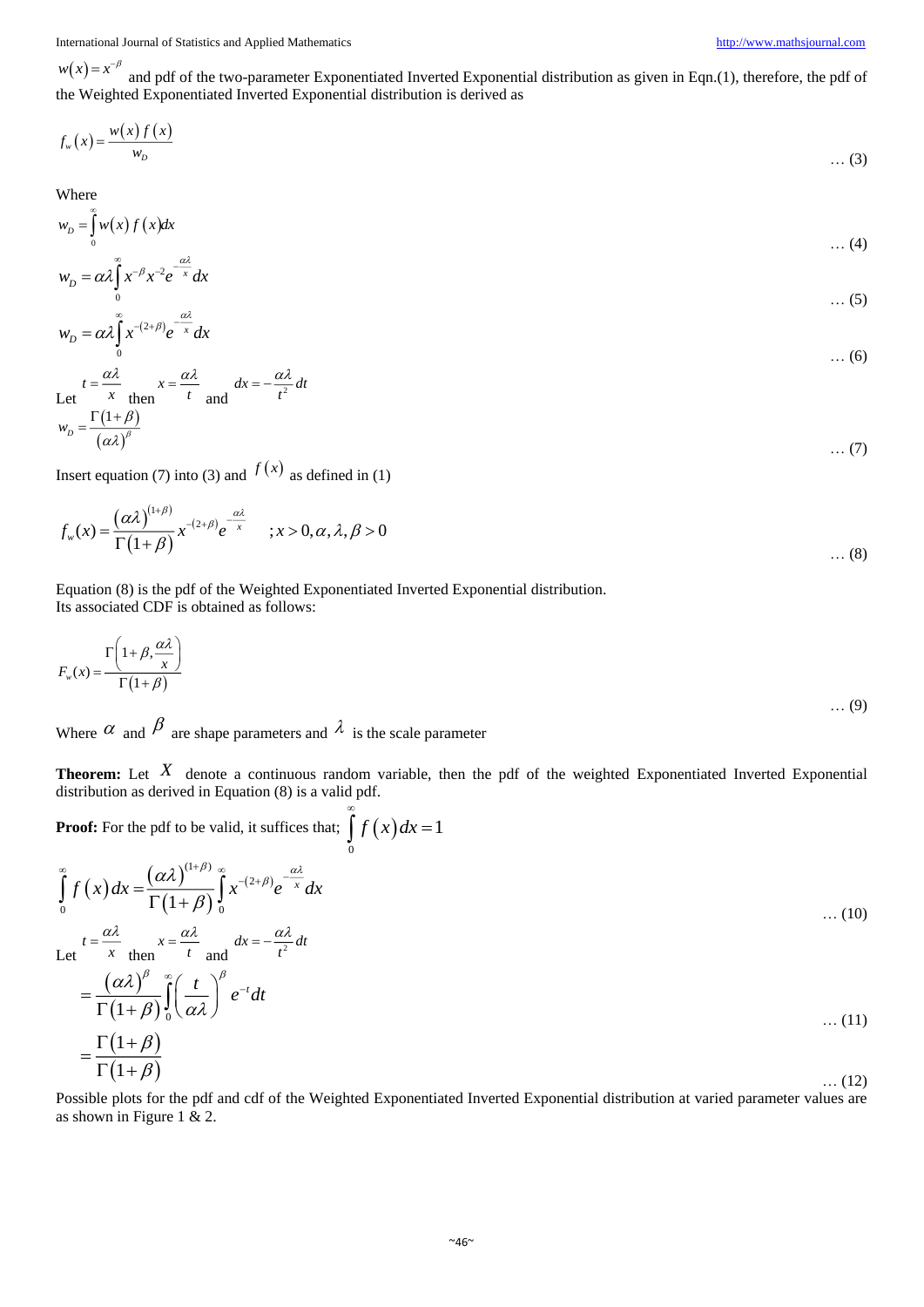$w(x) = x^{-\beta}$ and pdf of the two-parameter Exponentiated Inverted Exponential distribution as given in Eqn.(1), therefore, the pdf of the Weighted Exponentiated Inverted Exponential distribution is derived as

$$f_w(x) = \frac{w(x)\, f(x)}{w_D} \qquad \ldots (3)$$

Where

$$w_D = \int_0^{\infty} w(x)\, f(x) dx \qquad \ldots (4)$$

$$w_D = \alpha\lambda \int_0^{\infty} x^{-\beta} x^{-2} e^{-\frac{\alpha\lambda}{x}} dx \qquad \ldots (5)$$

$$w_D = \alpha\lambda \int_0^{\infty} x^{-(2+\beta)} e^{-\frac{\alpha\lambda}{x}} dx \qquad \ldots (6)$$

Let $t = \frac{\alpha\lambda}{x}$ then $x = \frac{\alpha\lambda}{t}$ and $dx = -\frac{\alpha\lambda}{t^2} dt$

$$w_D = \frac{\Gamma(1+\beta)}{(\alpha\lambda)^{\beta}} \qquad \ldots (7)$$

Insert equation (7) into (3) and $f(x)$ as defined in (1)

$$f_w(x) = \frac{(\alpha\lambda)^{(1+\beta)}}{\Gamma(1+\beta)} x^{-(2+\beta)} e^{-\frac{\alpha\lambda}{x}} \quad ; x > 0, \alpha, \lambda, \beta > 0 \qquad \ldots (8)$$

Equation (8) is the pdf of the Weighted Exponentiated Inverted Exponential distribution.
Its associated CDF is obtained as follows:

$$F_w(x) = \frac{\Gamma\left(1+\beta, \frac{\alpha\lambda}{x}\right)}{\Gamma(1+\beta)} \qquad \ldots (9)$$

Where $\alpha$ and $\beta$ are shape parameters and $\lambda$ is the scale parameter

**Theorem:** Let $X$ denote a continuous random variable, then the pdf of the weighted Exponentiated Inverted Exponential distribution as derived in Equation (8) is a valid pdf.

**Proof:** For the pdf to be valid, it suffices that; $\int_0^{\infty} f(x) dx = 1$

$$\int_0^{\infty} f(x) dx = \frac{(\alpha\lambda)^{(1+\beta)}}{\Gamma(1+\beta)} \int_0^{\infty} x^{-(2+\beta)} e^{-\frac{\alpha\lambda}{x}} dx \qquad \ldots (10)$$

Let $t = \frac{\alpha\lambda}{x}$ then $x = \frac{\alpha\lambda}{t}$ and $dx = -\frac{\alpha\lambda}{t^2} dt$

$$= \frac{(\alpha\lambda)^{\beta}}{\Gamma(1+\beta)} \int_0^{\infty} \left(\frac{t}{\alpha\lambda}\right)^{\beta} e^{-t} dt \qquad \ldots (11)$$

$$= \frac{\Gamma(1+\beta)}{\Gamma(1+\beta)} \qquad \ldots (12)$$

Possible plots for the pdf and cdf of the Weighted Exponentiated Inverted Exponential distribution at varied parameter values are as shown in Figure 1 & 2.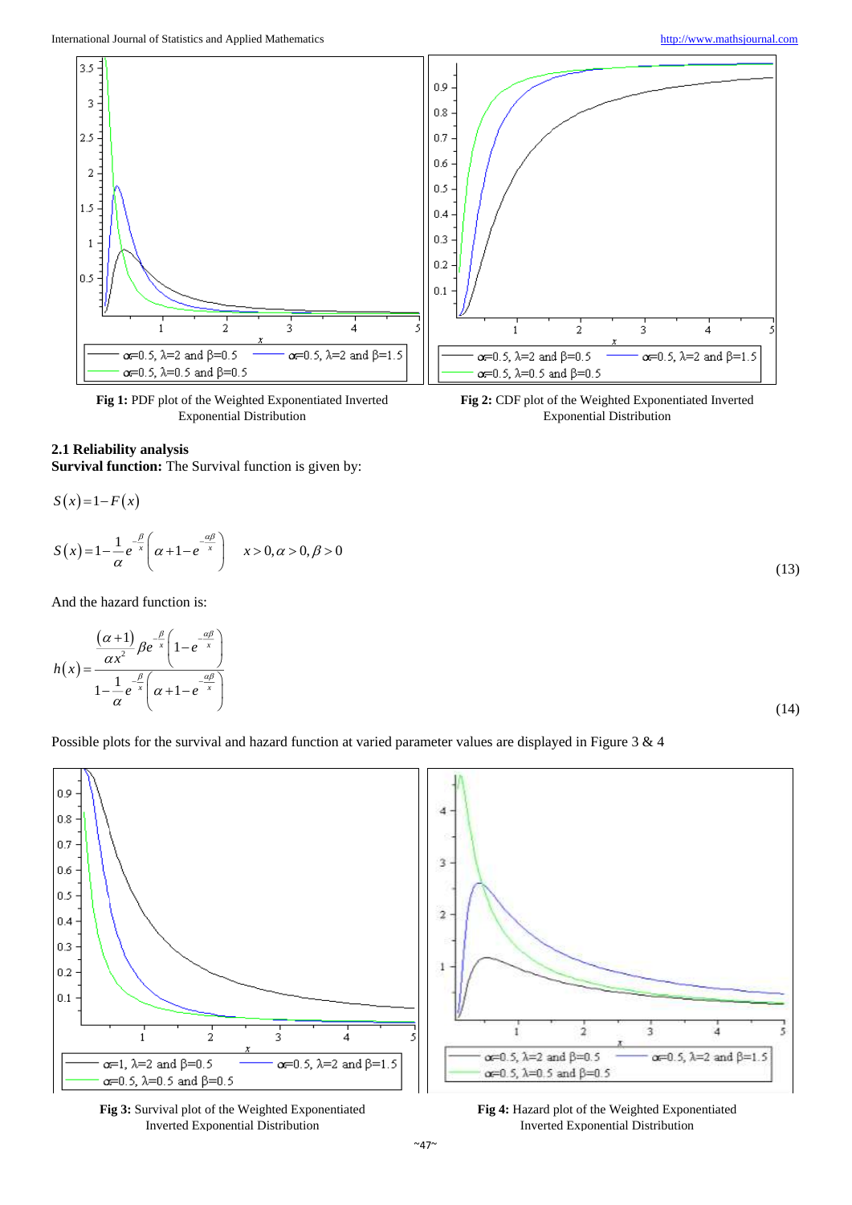Fig 1: PDF plot of the Weighted Exponentiated Inverted Exponential Distribution

Fig 2: CDF plot of the Weighted Exponentiated Inverted Exponential Distribution

### 2.1 Reliability analysis

**Survival function:** The Survival function is given by:

$$S(x) = 1 - F(x)$$

$$S(x) = 1 - \frac{1}{\alpha} e^{-\frac{\beta}{x}} \left( \alpha + 1 - e^{-\frac{\alpha\beta}{x}} \right) \qquad x > 0, \alpha > 0, \beta > 0 \tag{13}$$

And the hazard function is:

$$h(x) = \frac{\frac{(\alpha+1)}{\alpha x^2} \beta e^{-\frac{\beta}{x}} \left( 1 - e^{-\frac{\alpha\beta}{x}} \right)}{1 - \frac{1}{\alpha} e^{-\frac{\beta}{x}} \left( \alpha + 1 - e^{-\frac{\alpha\beta}{x}} \right)} \tag{14}$$

Possible plots for the survival and hazard function at varied parameter values are displayed in Figure 3 & 4

Fig 3: Survival plot of the Weighted Exponentiated Inverted Exponential Distribution

Fig 4: Hazard plot of the Weighted Exponentiated Inverted Exponential Distribution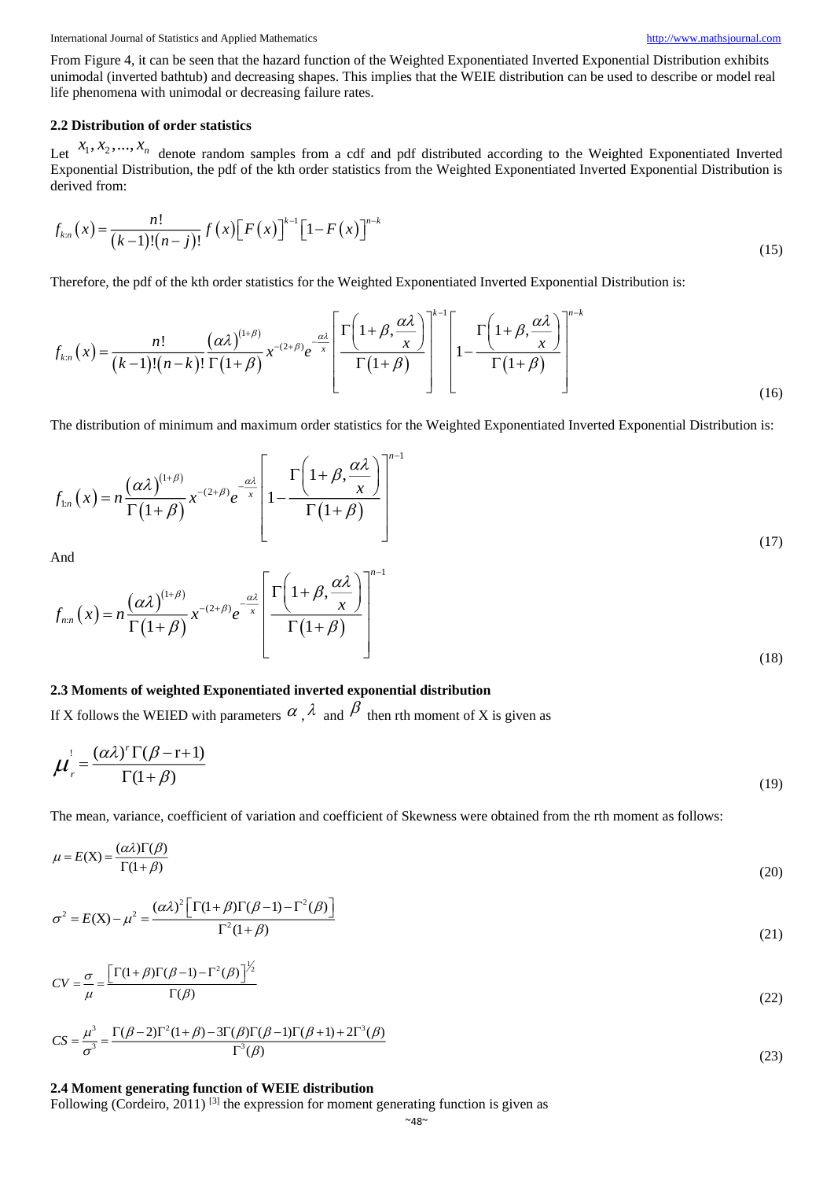From Figure 4, it can be seen that the hazard function of the Weighted Exponentiated Inverted Exponential Distribution exhibits unimodal (inverted bathtub) and decreasing shapes. This implies that the WEIE distribution can be used to describe or model real life phenomena with unimodal or decreasing failure rates.

### 2.2 Distribution of order statistics

Let $x_1, x_2, ..., x_n$ denote random samples from a cdf and pdf distributed according to the Weighted Exponentiated Inverted Exponential Distribution, the pdf of the kth order statistics from the Weighted Exponentiated Inverted Exponential Distribution is derived from:

$$f_{k:n}(x) = \frac{n!}{(k-1)!(n-j)!} f(x)\left[F(x)\right]^{k-1}\left[1-F(x)\right]^{n-k} \tag{15}$$

Therefore, the pdf of the kth order statistics for the Weighted Exponentiated Inverted Exponential Distribution is:

$$f_{k:n}(x) = \frac{n!}{(k-1)!(n-k)!} \frac{(\alpha\lambda)^{(1+\beta)}}{\Gamma(1+\beta)} x^{-(2+\beta)} e^{-\frac{\alpha\lambda}{x}} \left[\frac{\Gamma\left(1+\beta, \frac{\alpha\lambda}{x}\right)}{\Gamma(1+\beta)}\right]^{k-1} \left[1 - \frac{\Gamma\left(1+\beta, \frac{\alpha\lambda}{x}\right)}{\Gamma(1+\beta)}\right]^{n-k} \tag{16}$$

The distribution of minimum and maximum order statistics for the Weighted Exponentiated Inverted Exponential Distribution is:

$$f_{1:n}(x) = n\frac{(\alpha\lambda)^{(1+\beta)}}{\Gamma(1+\beta)} x^{-(2+\beta)} e^{-\frac{\alpha\lambda}{x}} \left[1 - \frac{\Gamma\left(1+\beta, \frac{\alpha\lambda}{x}\right)}{\Gamma(1+\beta)}\right]^{n-1} \tag{17}$$

And

$$f_{n:n}(x) = n\frac{(\alpha\lambda)^{(1+\beta)}}{\Gamma(1+\beta)} x^{-(2+\beta)} e^{-\frac{\alpha\lambda}{x}} \left[\frac{\Gamma\left(1+\beta, \frac{\alpha\lambda}{x}\right)}{\Gamma(1+\beta)}\right]^{n-1} \tag{18}$$

### 2.3 Moments of weighted Exponentiated inverted exponential distribution

If X follows the WEIED with parameters $\alpha$, $\lambda$ and $\beta$ then rth moment of X is given as

$$\mu_r^! = \frac{(\alpha\lambda)^r \Gamma(\beta - \mathrm{r} + 1)}{\Gamma(1+\beta)} \tag{19}$$

The mean, variance, coefficient of variation and coefficient of Skewness were obtained from the rth moment as follows:

$$\mu = E(\mathrm{X}) = \frac{(\alpha\lambda)\Gamma(\beta)}{\Gamma(1+\beta)} \tag{20}$$

$$\sigma^2 = E(\mathrm{X}) - \mu^2 = \frac{(\alpha\lambda)^2\left[\Gamma(1+\beta)\Gamma(\beta-1) - \Gamma^2(\beta)\right]}{\Gamma^2(1+\beta)} \tag{21}$$

$$CV = \frac{\sigma}{\mu} = \frac{\left[\Gamma(1+\beta)\Gamma(\beta-1) - \Gamma^2(\beta)\right]^{1/2}}{\Gamma(\beta)} \tag{22}$$

$$CS = \frac{\mu^3}{\sigma^3} = \frac{\Gamma(\beta-2)\Gamma^2(1+\beta) - 3\Gamma(\beta)\Gamma(\beta-1)\Gamma(\beta+1) + 2\Gamma^3(\beta)}{\Gamma^3(\beta)} \tag{23}$$

### 2.4 Moment generating function of WEIE distribution

Following (Cordeiro, 2011) [3] the expression for moment generating function is given as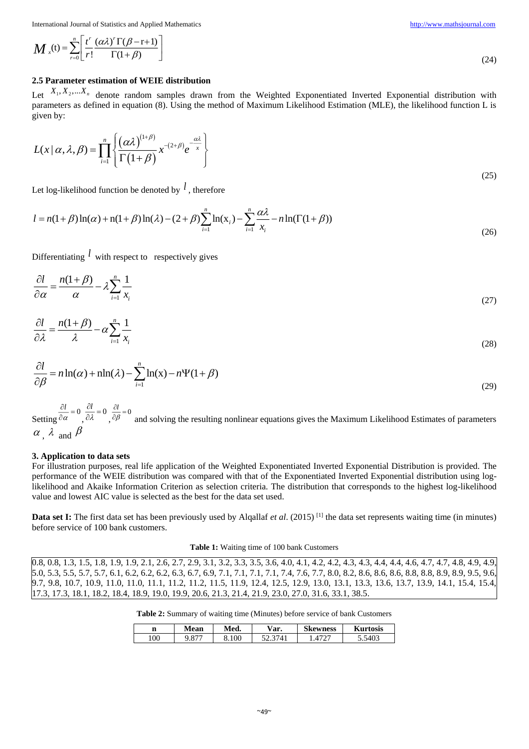$$M_x(t) = \sum_{r=0}^{n} \left[ \frac{t^r}{r!} \frac{(\alpha\lambda)^r \Gamma(\beta - r + 1)}{\Gamma(1+\beta)} \right] \tag{24}$$

### 2.5 Parameter estimation of WEIE distribution

Let $X_1, X_2, \ldots X_n$ denote random samples drawn from the Weighted Exponentiated Inverted Exponential distribution with parameters as defined in equation (8). Using the method of Maximum Likelihood Estimation (MLE), the likelihood function L is given by:

$$L(x \mid \alpha, \lambda, \beta) = \prod_{i=1}^{n} \left\{ \frac{(\alpha\lambda)^{(1+\beta)}}{\Gamma(1+\beta)} x^{-(2+\beta)} e^{-\frac{\alpha\lambda}{x}} \right\} \tag{25}$$

Let log-likelihood function be denoted by $l$, therefore

$$l = n(1+\beta)\ln(\alpha) + n(1+\beta)\ln(\lambda) - (2+\beta)\sum_{i=1}^{n}\ln(x_i) - \sum_{i=1}^{n}\frac{\alpha\lambda}{x_i} - n\ln(\Gamma(1+\beta)) \tag{26}$$

Differentiating $l$ with respect to respectively gives

$$\frac{\partial l}{\partial \alpha} = \frac{n(1+\beta)}{\alpha} - \lambda \sum_{i=1}^{n} \frac{1}{x_i} \tag{27}$$

$$\frac{\partial l}{\partial \lambda} = \frac{n(1+\beta)}{\lambda} - \alpha \sum_{i=1}^{n} \frac{1}{x_i} \tag{28}$$

$$\frac{\partial l}{\partial \beta} = n\ln(\alpha) + n\ln(\lambda) - \sum_{i=1}^{n}\ln(x) - n\Psi(1+\beta) \tag{29}$$

Setting $\frac{\partial l}{\partial \alpha} = 0$, $\frac{\partial l}{\partial \lambda} = 0$, $\frac{\partial l}{\partial \beta} = 0$ and solving the resulting nonlinear equations gives the Maximum Likelihood Estimates of parameters $\alpha$, $\lambda$ and $\beta$

## 3. Application to data sets

For illustration purposes, real life application of the Weighted Exponentiated Inverted Exponential Distribution is provided. The performance of the WEIE distribution was compared with that of the Exponentiated Inverted Exponential distribution using log-likelihood and Akaike Information Criterion as selection criteria. The distribution that corresponds to the highest log-likelihood value and lowest AIC value is selected as the best for the data set used.

**Data set I:** The first data set has been previously used by Alqallaf *et al*. (2015) [1] the data set represents waiting time (in minutes) before service of 100 bank customers.

**Table 1:** Waiting time of 100 bank Customers

|  |
|---|
| 0.8, 0.8, 1.3, 1.5, 1.8, 1.9, 1.9, 2.1, 2.6, 2.7, 2.9, 3.1, 3.2, 3.3, 3.5, 3.6, 4.0, 4.1, 4.2, 4.2, 4.3, 4.3, 4.4, 4.4, 4.6, 4.7, 4.7, 4.8, 4.9, 4.9, 5.0, 5.3, 5.5, 5.7, 5.7, 6.1, 6.2, 6.2, 6.2, 6.3, 6.7, 6.9, 7.1, 7.1, 7.1, 7.1, 7.4, 7.6, 7.7, 8.0, 8.2, 8.6, 8.6, 8.6, 8.8, 8.8, 8.9, 8.9, 9.5, 9.6, 9.7, 9.8, 10.7, 10.9, 11.0, 11.0, 11.1, 11.2, 11.2, 11.5, 11.9, 12.4, 12.5, 12.9, 13.0, 13.1, 13.3, 13.6, 13.7, 13.9, 14.1, 15.4, 15.4, 17.3, 17.3, 18.1, 18.2, 18.4, 18.9, 19.0, 19.9, 20.6, 21.3, 21.4, 21.9, 23.0, 27.0, 31.6, 33.1, 38.5. |

**Table 2:** Summary of waiting time (Minutes) before service of bank Customers

| n | Mean | Med. | Var. | Skewness | Kurtosis |
|---|---|---|---|---|---|
| 100 | 9.877 | 8.100 | 52.3741 | 1.4727 | 5.5403 |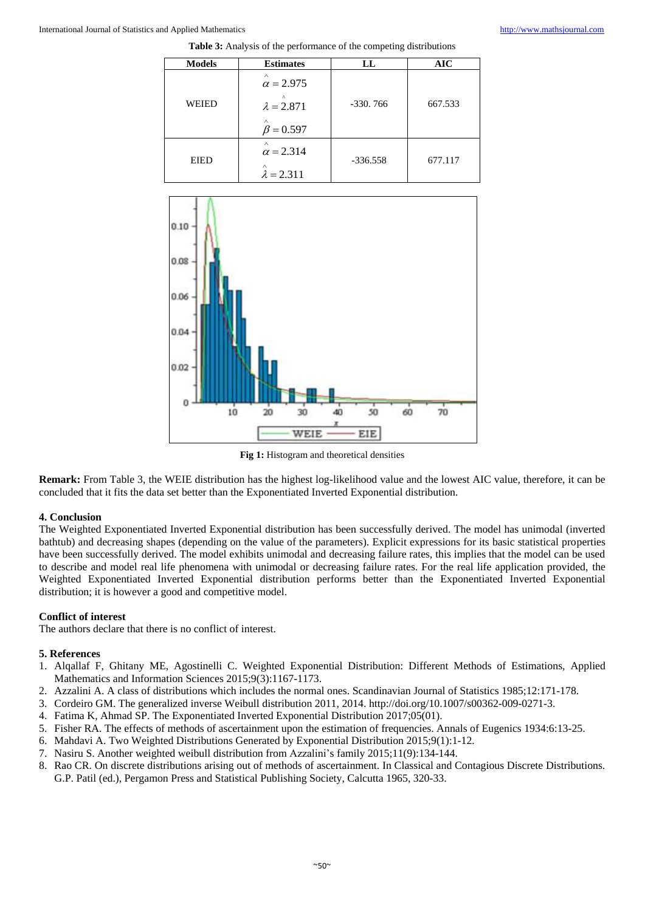**Table 3:** Analysis of the performance of the competing distributions

| Models | Estimates | LL | AIC |
|---|---|---|---|
| WEIED | $\hat{\alpha} = 2.975$<br>$\hat{\lambda} = 2.871$<br>$\hat{\beta} = 0.597$ | -330. 766 | 667.533 |
| EIED | $\hat{\alpha} = 2.314$<br>$\hat{\lambda} = 2.311$ | -336.558 | 677.117 |

0.10
0.08
0.06
0.04
0.02
0
10
20
30
40
50
60
70
x
WEIE
EIE

**Fig 1:** Histogram and theoretical densities

**Remark:** From Table 3, the WEIE distribution has the highest log-likelihood value and the lowest AIC value, therefore, it can be concluded that it fits the data set better than the Exponentiated Inverted Exponential distribution.

## 4. Conclusion

The Weighted Exponentiated Inverted Exponential distribution has been successfully derived. The model has unimodal (inverted bathtub) and decreasing shapes (depending on the value of the parameters). Explicit expressions for its basic statistical properties have been successfully derived. The model exhibits unimodal and decreasing failure rates, this implies that the model can be used to describe and model real life phenomena with unimodal or decreasing failure rates. For the real life application provided, the Weighted Exponentiated Inverted Exponential distribution performs better than the Exponentiated Inverted Exponential distribution; it is however a good and competitive model.

## Conflict of interest

The authors declare that there is no conflict of interest.

## 5. References

1. Alqallaf F, Ghitany ME, Agostinelli C. Weighted Exponential Distribution: Different Methods of Estimations, Applied Mathematics and Information Sciences 2015;9(3):1167-1173.
2. Azzalini A. A class of distributions which includes the normal ones. Scandinavian Journal of Statistics 1985;12:171-178.
3. Cordeiro GM. The generalized inverse Weibull distribution 2011, 2014. http://doi.org/10.1007/s00362-009-0271-3.
4. Fatima K, Ahmad SP. The Exponentiated Inverted Exponential Distribution 2017;05(01).
5. Fisher RA. The effects of methods of ascertainment upon the estimation of frequencies. Annals of Eugenics 1934:6:13-25.
6. Mahdavi A. Two Weighted Distributions Generated by Exponential Distribution 2015;9(1):1-12.
7. Nasiru S. Another weighted weibull distribution from Azzalini's family 2015;11(9):134-144.
8. Rao CR. On discrete distributions arising out of methods of ascertainment. In Classical and Contagious Discrete Distributions. G.P. Patil (ed.), Pergamon Press and Statistical Publishing Society, Calcutta 1965, 320-33.